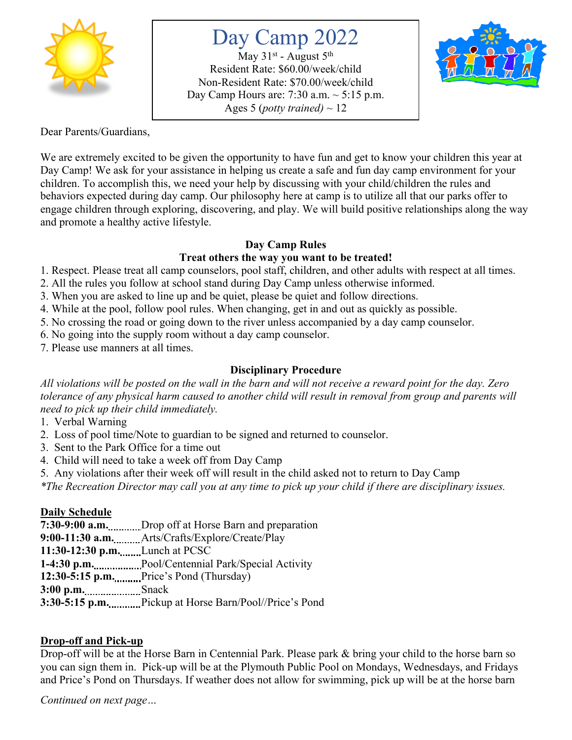# Day Camp 2022

May 31st - August 5th
Resident Rate: $60.00/week/child
Non-Resident Rate: $70.00/week/child
Day Camp Hours are: 7:30 a.m. ~ 5:15 p.m.
Ages 5 (*potty trained*) ~ 12

Dear Parents/Guardians,

We are extremely excited to be given the opportunity to have fun and get to know your children this year at Day Camp! We ask for your assistance in helping us create a safe and fun day camp environment for your children. To accomplish this, we need your help by discussing with your child/children the rules and behaviors expected during day camp. Our philosophy here at camp is to utilize all that our parks offer to engage children through exploring, discovering, and play. We will build positive relationships along the way and promote a healthy active lifestyle.

### Day Camp Rules

**Treat others the way you want to be treated!**

1. Respect. Please treat all camp counselors, pool staff, children, and other adults with respect at all times.
2. All the rules you follow at school stand during Day Camp unless otherwise informed.
3. When you are asked to line up and be quiet, please be quiet and follow directions.
4. While at the pool, follow pool rules. When changing, get in and out as quickly as possible.
5. No crossing the road or going down to the river unless accompanied by a day camp counselor.
6. No going into the supply room without a day camp counselor.
7. Please use manners at all times.

### Disciplinary Procedure

*All violations will be posted on the wall in the barn and will not receive a reward point for the day. Zero tolerance of any physical harm caused to another child will result in removal from group and parents will need to pick up their child immediately.*

1. Verbal Warning
2. Loss of pool time/Note to guardian to be signed and returned to counselor.
3. Sent to the Park Office for a time out
4. Child will need to take a week off from Day Camp
5. Any violations after their week off will result in the child asked not to return to Day Camp

*\*The Recreation Director may call you at any time to pick up your child if there are disciplinary issues.*

### Daily Schedule

**7:30-9:00 a.m.** ......... Drop off at Horse Barn and preparation
**9:00-11:30 a.m.** ......... Arts/Crafts/Explore/Create/Play
**11:30-12:30 p.m.** ......... Lunch at PCSC
**1-4:30 p.m.** ......... Pool/Centennial Park/Special Activity
**12:30-5:15 p.m.** ......... Price's Pond (Thursday)
**3:00 p.m.** ......... Snack
**3:30-5:15 p.m.** ......... Pickup at Horse Barn/Pool//Price's Pond

### Drop-off and Pick-up

Drop-off will be at the Horse Barn in Centennial Park. Please park & bring your child to the horse barn so you can sign them in. Pick-up will be at the Plymouth Public Pool on Mondays, Wednesdays, and Fridays and Price's Pond on Thursdays. If weather does not allow for swimming, pick up will be at the horse barn

*Continued on next page…*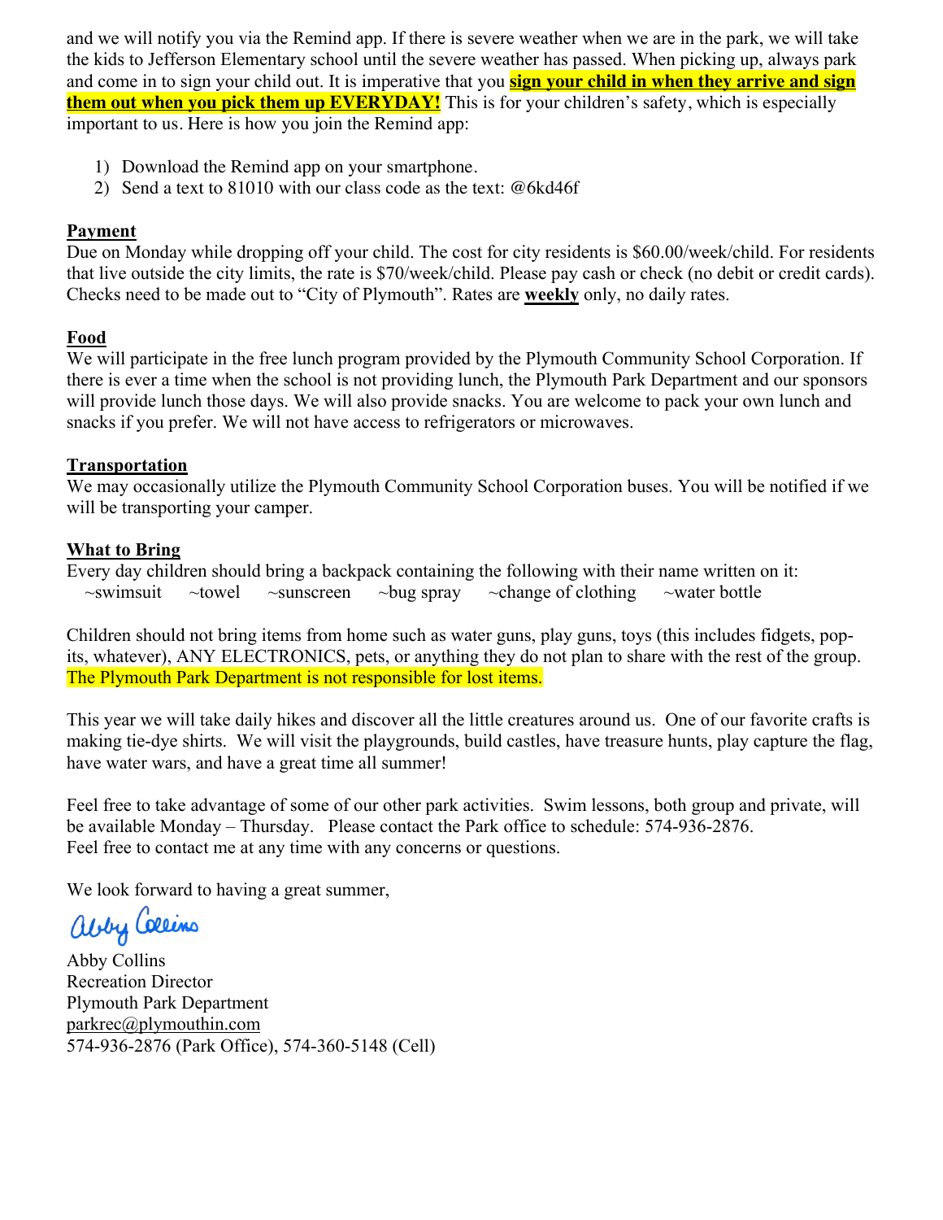and we will notify you via the Remind app. If there is severe weather when we are in the park, we will take the kids to Jefferson Elementary school until the severe weather has passed. When picking up, always park and come in to sign your child out. It is imperative that you **sign your child in when they arrive and sign them out when you pick them up EVERYDAY!** This is for your children's safety, which is especially important to us. Here is how you join the Remind app:

1) Download the Remind app on your smartphone.
2) Send a text to 81010 with our class code as the text: @6kd46f

**Payment**

Due on Monday while dropping off your child. The cost for city residents is $60.00/week/child. For residents that live outside the city limits, the rate is $70/week/child. Please pay cash or check (no debit or credit cards). Checks need to be made out to "City of Plymouth". Rates are **weekly** only, no daily rates.

**Food**

We will participate in the free lunch program provided by the Plymouth Community School Corporation. If there is ever a time when the school is not providing lunch, the Plymouth Park Department and our sponsors will provide lunch those days. We will also provide snacks. You are welcome to pack your own lunch and snacks if you prefer. We will not have access to refrigerators or microwaves.

**Transportation**

We may occasionally utilize the Plymouth Community School Corporation buses. You will be notified if we will be transporting your camper.

**What to Bring**

Every day children should bring a backpack containing the following with their name written on it:
~swimsuit ~towel ~sunscreen ~bug spray ~change of clothing ~water bottle

Children should not bring items from home such as water guns, play guns, toys (this includes fidgets, pop-its, whatever), ANY ELECTRONICS, pets, or anything they do not plan to share with the rest of the group. The Plymouth Park Department is not responsible for lost items.

This year we will take daily hikes and discover all the little creatures around us. One of our favorite crafts is making tie-dye shirts. We will visit the playgrounds, build castles, have treasure hunts, play capture the flag, have water wars, and have a great time all summer!

Feel free to take advantage of some of our other park activities. Swim lessons, both group and private, will be available Monday – Thursday. Please contact the Park office to schedule: 574-936-2876.
Feel free to contact me at any time with any concerns or questions.

We look forward to having a great summer,

Abby Collins

Abby Collins
Recreation Director
Plymouth Park Department
parkrec@plymouthin.com
574-936-2876 (Park Office), 574-360-5148 (Cell)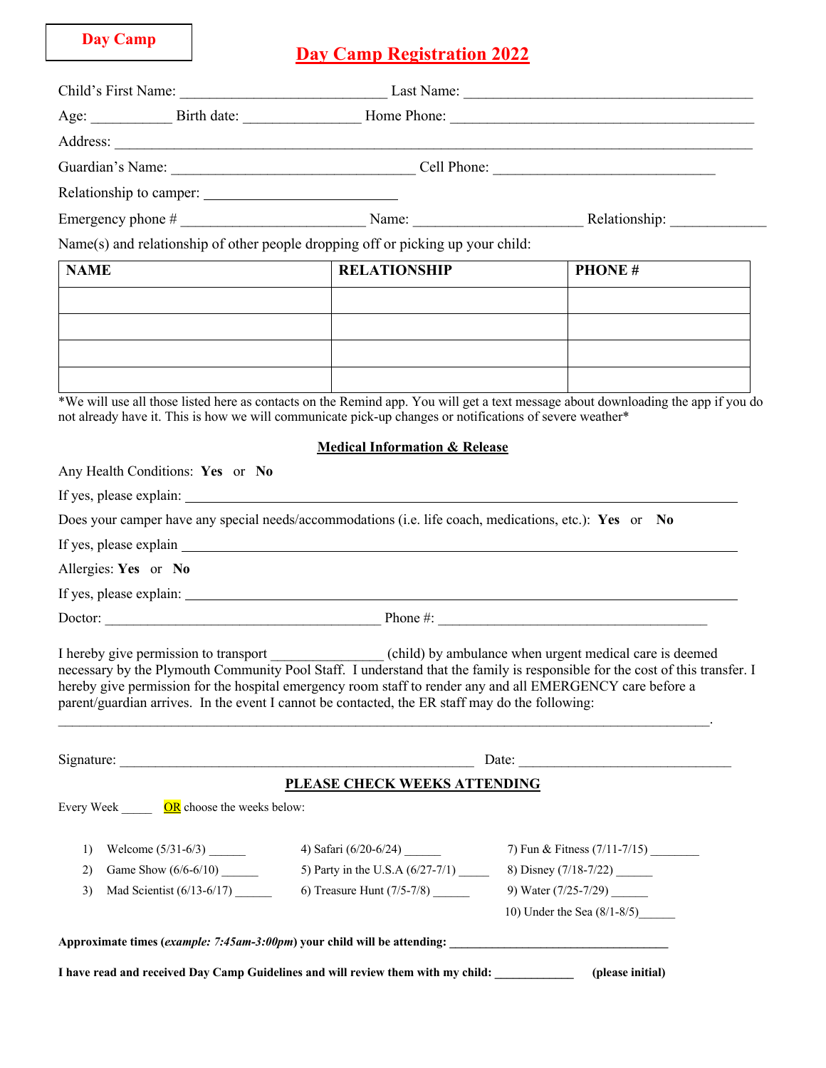**Day Camp**

# Day Camp Registration 2022

Child's First Name: ___________________________ Last Name: _____________________________________

Age: __________ Birth date: _______________ Home Phone: _______________________________________

Address: ___________________________________________________________________________________

Guardian's Name: ________________________________ Cell Phone: _____________________________

Relationship to camper: _________________________

Emergency phone # ________________________ Name: ______________________ Relationship: ____________

Name(s) and relationship of other people dropping off or picking up your child:

| NAME | RELATIONSHIP | PHONE # |
|---|---|---|
| | | |
| | | |
| | | |
| | | |

*We will use all those listed here as contacts on the Remind app. You will get a text message about downloading the app if you do not already have it. This is how we will communicate pick-up changes or notifications of severe weather*

## Medical Information & Release

Any Health Conditions: **Yes** or **No**

If yes, please explain: ___________________________________________________________________________

Does your camper have any special needs/accommodations (i.e. life coach, medications, etc.): **Yes** or **No**

If yes, please explain ___________________________________________________________________________

Allergies: **Yes** or **No**

If yes, please explain: ___________________________________________________________________________

Doctor: ____________________________________ Phone #: ___________________________________

I hereby give permission to transport _______________ (child) by ambulance when urgent medical care is deemed necessary by the Plymouth Community Pool Staff. I understand that the family is responsible for the cost of this transfer. I hereby give permission for the hospital emergency room staff to render any and all EMERGENCY care before a parent/guardian arrives. In the event I cannot be contacted, the ER staff may do the following:

___________________________________________________________________________________________.

Signature: ______________________________________________ Date: ____________________________

## PLEASE CHECK WEEKS ATTENDING

Every Week _____ OR choose the weeks below:

1) Welcome (5/31-6/3) ______
2) Game Show (6/6-6/10) ______
3) Mad Scientist (6/13-6/17) ______
4) Safari (6/20-6/24) ______
5) Party in the U.S.A (6/27-7/1) _____
6) Treasure Hunt (7/5-7/8) ______
7) Fun & Fitness (7/11-7/15) ________
8) Disney (7/18-7/22) ______
9) Water (7/25-7/29) ______
10) Under the Sea (8/1-8/5)______

**Approximate times (*example: 7:45am-3:00pm*) your child will be attending: ___________________________________**

**I have read and received Day Camp Guidelines and will review them with my child: ____________ (please initial)**